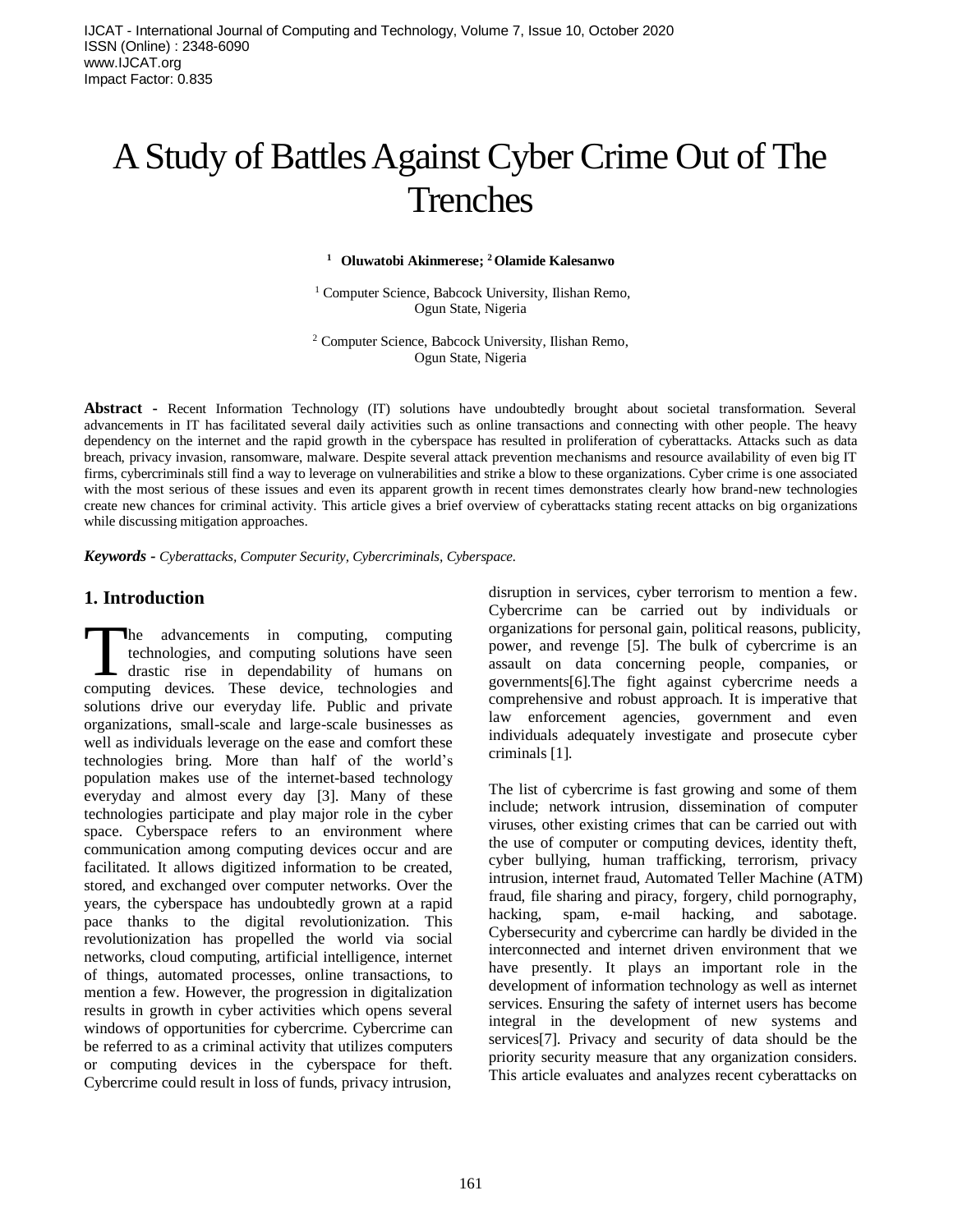# A Study of Battles Against Cyber Crime Out of The Trenches

**[1] Oluwatobi Akinmerese; [2] Olamide Kalesanwo**

[1] Computer Science, Babcock University, Ilishan Remo, Ogun State, Nigeria

[2] Computer Science, Babcock University, Ilishan Remo, Ogun State, Nigeria

**Abstract -** Recent Information Technology (IT) solutions have undoubtedly brought about societal transformation. Several advancements in IT has facilitated several daily activities such as online transactions and connecting with other people. The heavy dependency on the internet and the rapid growth in the cyberspace has resulted in proliferation of cyberattacks. Attacks such as data breach, privacy invasion, ransomware, malware. Despite several attack prevention mechanisms and resource availability of even big IT firms, cybercriminals still find a way to leverage on vulnerabilities and strike a blow to these organizations. Cyber crime is one associated with the most serious of these issues and even its apparent growth in recent times demonstrates clearly how brand-new technologies create new chances for criminal activity. This article gives a brief overview of cyberattacks stating recent attacks on big organizations while discussing mitigation approaches.

***Keywords -*** *Cyberattacks, Computer Security, Cybercriminals, Cyberspace.*

## 1. Introduction

The advancements in computing, computing technologies, and computing solutions have seen drastic rise in dependability of humans on computing devices. These device, technologies and solutions drive our everyday life. Public and private organizations, small-scale and large-scale businesses as well as individuals leverage on the ease and comfort these technologies bring. More than half of the world's population makes use of the internet-based technology everyday and almost every day [3]. Many of these technologies participate and play major role in the cyber space. Cyberspace refers to an environment where communication among computing devices occur and are facilitated. It allows digitized information to be created, stored, and exchanged over computer networks. Over the years, the cyberspace has undoubtedly grown at a rapid pace thanks to the digital revolutionization. This revolutionization has propelled the world via social networks, cloud computing, artificial intelligence, internet of things, automated processes, online transactions, to mention a few. However, the progression in digitalization results in growth in cyber activities which opens several windows of opportunities for cybercrime. Cybercrime can be referred to as a criminal activity that utilizes computers or computing devices in the cyberspace for theft. Cybercrime could result in loss of funds, privacy intrusion, disruption in services, cyber terrorism to mention a few. Cybercrime can be carried out by individuals or organizations for personal gain, political reasons, publicity, power, and revenge [5]. The bulk of cybercrime is an assault on data concerning people, companies, or governments[6].The fight against cybercrime needs a comprehensive and robust approach. It is imperative that law enforcement agencies, government and even individuals adequately investigate and prosecute cyber criminals [1].

The list of cybercrime is fast growing and some of them include; network intrusion, dissemination of computer viruses, other existing crimes that can be carried out with the use of computer or computing devices, identity theft, cyber bullying, human trafficking, terrorism, privacy intrusion, internet fraud, Automated Teller Machine (ATM) fraud, file sharing and piracy, forgery, child pornography, hacking, spam, e-mail hacking, and sabotage. Cybersecurity and cybercrime can hardly be divided in the interconnected and internet driven environment that we have presently. It plays an important role in the development of information technology as well as internet services. Ensuring the safety of internet users has become integral in the development of new systems and services[7]. Privacy and security of data should be the priority security measure that any organization considers. This article evaluates and analyzes recent cyberattacks on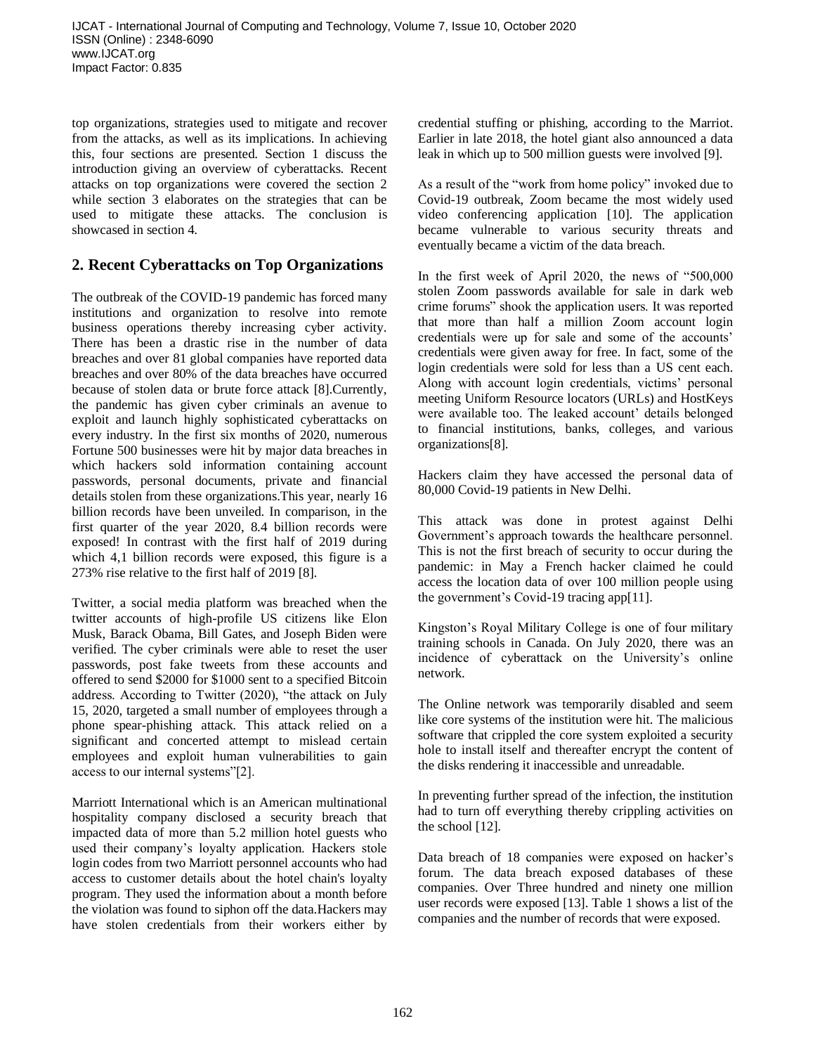top organizations, strategies used to mitigate and recover from the attacks, as well as its implications. In achieving this, four sections are presented. Section 1 discuss the introduction giving an overview of cyberattacks. Recent attacks on top organizations were covered the section 2 while section 3 elaborates on the strategies that can be used to mitigate these attacks. The conclusion is showcased in section 4.

## 2. Recent Cyberattacks on Top Organizations

The outbreak of the COVID-19 pandemic has forced many institutions and organization to resolve into remote business operations thereby increasing cyber activity. There has been a drastic rise in the number of data breaches and over 81 global companies have reported data breaches and over 80% of the data breaches have occurred because of stolen data or brute force attack [8].Currently, the pandemic has given cyber criminals an avenue to exploit and launch highly sophisticated cyberattacks on every industry. In the first six months of 2020, numerous Fortune 500 businesses were hit by major data breaches in which hackers sold information containing account passwords, personal documents, private and financial details stolen from these organizations.This year, nearly 16 billion records have been unveiled. In comparison, in the first quarter of the year 2020, 8.4 billion records were exposed! In contrast with the first half of 2019 during which 4,1 billion records were exposed, this figure is a 273% rise relative to the first half of 2019 [8].

Twitter, a social media platform was breached when the twitter accounts of high-profile US citizens like Elon Musk, Barack Obama, Bill Gates, and Joseph Biden were verified. The cyber criminals were able to reset the user passwords, post fake tweets from these accounts and offered to send $2000 for $1000 sent to a specified Bitcoin address. According to Twitter (2020), "the attack on July 15, 2020, targeted a small number of employees through a phone spear-phishing attack. This attack relied on a significant and concerted attempt to mislead certain employees and exploit human vulnerabilities to gain access to our internal systems"[2].

Marriott International which is an American multinational hospitality company disclosed a security breach that impacted data of more than 5.2 million hotel guests who used their company's loyalty application. Hackers stole login codes from two Marriott personnel accounts who had access to customer details about the hotel chain's loyalty program. They used the information about a month before the violation was found to siphon off the data.Hackers may have stolen credentials from their workers either by credential stuffing or phishing, according to the Marriot. Earlier in late 2018, the hotel giant also announced a data leak in which up to 500 million guests were involved [9].

As a result of the "work from home policy" invoked due to Covid-19 outbreak, Zoom became the most widely used video conferencing application [10]. The application became vulnerable to various security threats and eventually became a victim of the data breach.

In the first week of April 2020, the news of "500,000 stolen Zoom passwords available for sale in dark web crime forums" shook the application users. It was reported that more than half a million Zoom account login credentials were up for sale and some of the accounts' credentials were given away for free. In fact, some of the login credentials were sold for less than a US cent each. Along with account login credentials, victims' personal meeting Uniform Resource locators (URLs) and HostKeys were available too. The leaked account' details belonged to financial institutions, banks, colleges, and various organizations[8].

Hackers claim they have accessed the personal data of 80,000 Covid-19 patients in New Delhi.

This attack was done in protest against Delhi Government's approach towards the healthcare personnel. This is not the first breach of security to occur during the pandemic: in May a French hacker claimed he could access the location data of over 100 million people using the government's Covid-19 tracing app[11].

Kingston's Royal Military College is one of four military training schools in Canada. On July 2020, there was an incidence of cyberattack on the University's online network.

The Online network was temporarily disabled and seem like core systems of the institution were hit. The malicious software that crippled the core system exploited a security hole to install itself and thereafter encrypt the content of the disks rendering it inaccessible and unreadable.

In preventing further spread of the infection, the institution had to turn off everything thereby crippling activities on the school [12].

Data breach of 18 companies were exposed on hacker's forum. The data breach exposed databases of these companies. Over Three hundred and ninety one million user records were exposed [13]. Table 1 shows a list of the companies and the number of records that were exposed.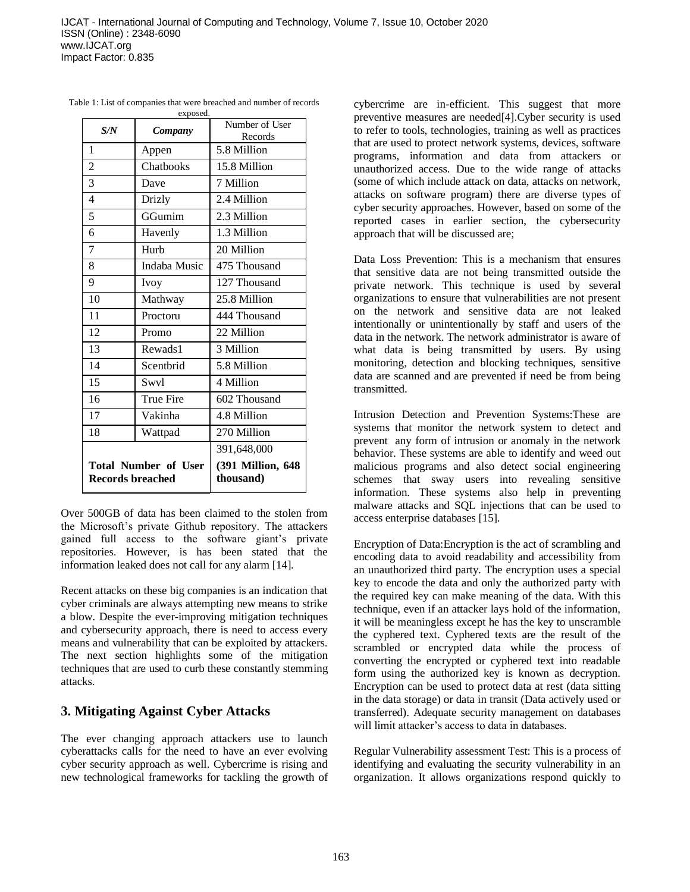Table 1: List of companies that were breached and number of records exposed.

| *S/N* | *Company* | Number of User Records |
|---|---|---|
| 1 | Appen | 5.8 Million |
| 2 | Chatbooks | 15.8 Million |
| 3 | Dave | 7 Million |
| 4 | Drizly | 2.4 Million |
| 5 | GGumim | 2.3 Million |
| 6 | Havenly | 1.3 Million |
| 7 | Hurb | 20 Million |
| 8 | Indaba Music | 475 Thousand |
| 9 | Ivoy | 127 Thousand |
| 10 | Mathway | 25.8 Million |
| 11 | Proctoru | 444 Thousand |
| 12 | Promo | 22 Million |
| 13 | Rewads1 | 3 Million |
| 14 | Scentbrid | 5.8 Million |
| 15 | Swvl | 4 Million |
| 16 | True Fire | 602 Thousand |
| 17 | Vakinha | 4.8 Million |
| 18 | Wattpad | 270 Million |
| **Total Number of User Records breached** | | 391,648,000 **(391 Million, 648 thousand)** |

Over 500GB of data has been claimed to the stolen from the Microsoft's private Github repository. The attackers gained full access to the software giant's private repositories. However, is has been stated that the information leaked does not call for any alarm [14].

Recent attacks on these big companies is an indication that cyber criminals are always attempting new means to strike a blow. Despite the ever-improving mitigation techniques and cybersecurity approach, there is need to access every means and vulnerability that can be exploited by attackers. The next section highlights some of the mitigation techniques that are used to curb these constantly stemming attacks.

## 3. Mitigating Against Cyber Attacks

The ever changing approach attackers use to launch cyberattacks calls for the need to have an ever evolving cyber security approach as well. Cybercrime is rising and new technological frameworks for tackling the growth of cybercrime are in-efficient. This suggest that more preventive measures are needed[4].Cyber security is used to refer to tools, technologies, training as well as practices that are used to protect network systems, devices, software programs, information and data from attackers or unauthorized access. Due to the wide range of attacks (some of which include attack on data, attacks on network, attacks on software program) there are diverse types of cyber security approaches. However, based on some of the reported cases in earlier section, the cybersecurity approach that will be discussed are;

Data Loss Prevention: This is a mechanism that ensures that sensitive data are not being transmitted outside the private network. This technique is used by several organizations to ensure that vulnerabilities are not present on the network and sensitive data are not leaked intentionally or unintentionally by staff and users of the data in the network. The network administrator is aware of what data is being transmitted by users. By using monitoring, detection and blocking techniques, sensitive data are scanned and are prevented if need be from being transmitted.

Intrusion Detection and Prevention Systems:These are systems that monitor the network system to detect and prevent any form of intrusion or anomaly in the network behavior. These systems are able to identify and weed out malicious programs and also detect social engineering schemes that sway users into revealing sensitive information. These systems also help in preventing malware attacks and SQL injections that can be used to access enterprise databases [15].

Encryption of Data:Encryption is the act of scrambling and encoding data to avoid readability and accessibility from an unauthorized third party. The encryption uses a special key to encode the data and only the authorized party with the required key can make meaning of the data. With this technique, even if an attacker lays hold of the information, it will be meaningless except he has the key to unscramble the cyphered text. Cyphered texts are the result of the scrambled or encrypted data while the process of converting the encrypted or cyphered text into readable form using the authorized key is known as decryption. Encryption can be used to protect data at rest (data sitting in the data storage) or data in transit (Data actively used or transferred). Adequate security management on databases will limit attacker's access to data in databases.

Regular Vulnerability assessment Test: This is a process of identifying and evaluating the security vulnerability in an organization. It allows organizations respond quickly to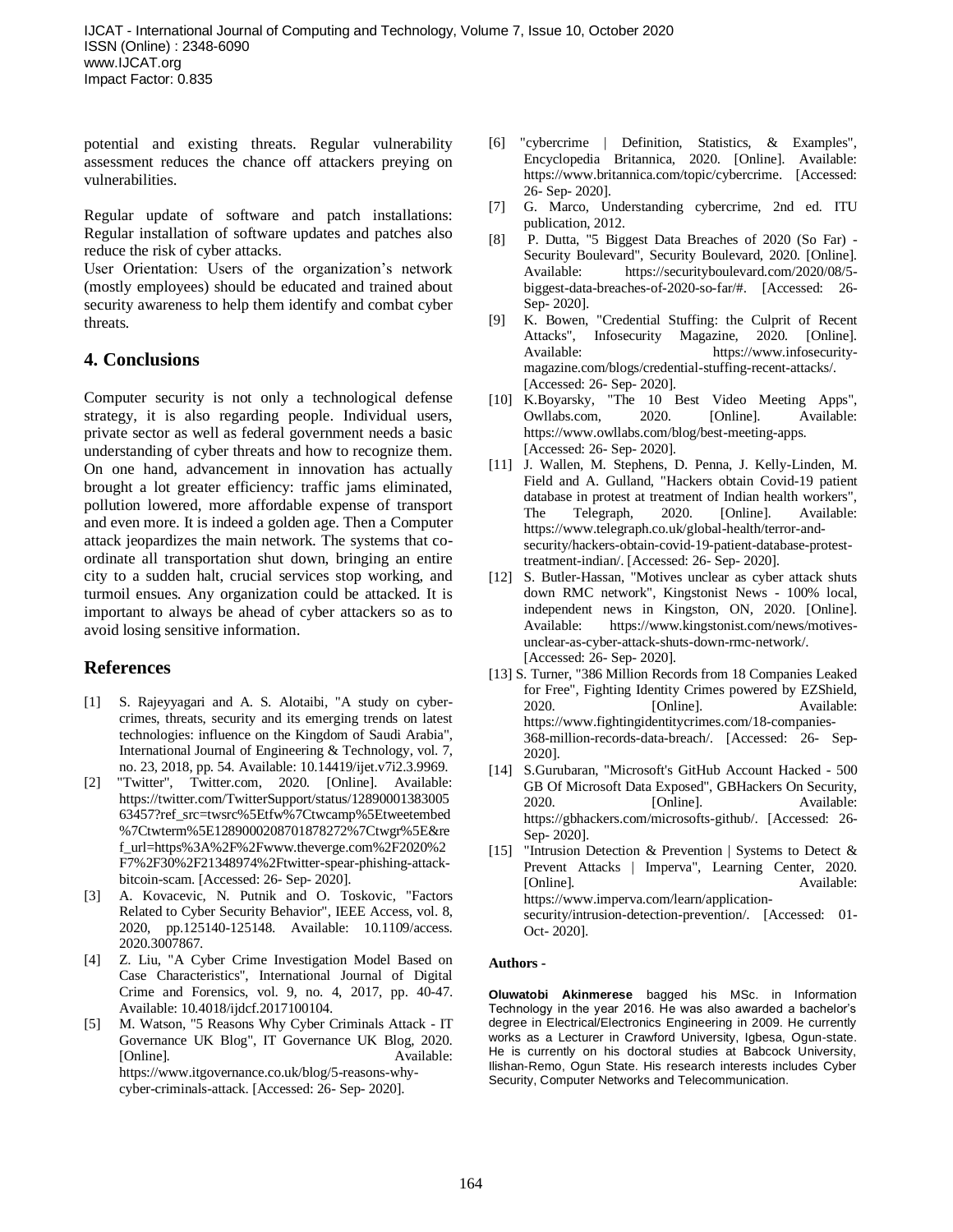potential and existing threats. Regular vulnerability assessment reduces the chance off attackers preying on vulnerabilities.

Regular update of software and patch installations: Regular installation of software updates and patches also reduce the risk of cyber attacks.

User Orientation: Users of the organization's network (mostly employees) should be educated and trained about security awareness to help them identify and combat cyber threats.

## 4. Conclusions

Computer security is not only a technological defense strategy, it is also regarding people. Individual users, private sector as well as federal government needs a basic understanding of cyber threats and how to recognize them. On one hand, advancement in innovation has actually brought a lot greater efficiency: traffic jams eliminated, pollution lowered, more affordable expense of transport and even more. It is indeed a golden age. Then a Computer attack jeopardizes the main network. The systems that co-ordinate all transportation shut down, bringing an entire city to a sudden halt, crucial services stop working, and turmoil ensues. Any organization could be attacked. It is important to always be ahead of cyber attackers so as to avoid losing sensitive information.

## References

[1] S. Rajeyyagari and A. S. Alotaibi, "A study on cyber-crimes, threats, security and its emerging trends on latest technologies: influence on the Kingdom of Saudi Arabia", International Journal of Engineering & Technology, vol. 7, no. 23, 2018, pp. 54. Available: 10.14419/ijet.v7i2.3.9969.

[2] "Twitter", Twitter.com, 2020. [Online]. Available: https://twitter.com/TwitterSupport/status/1289000138300563457?ref_src=twsrc%5Etfw%7Ctwcamp%5Etweetembed%7Ctwterm%5E1289000208701878272%7Ctwgr%5E&ref_url=https%3A%2F%2Fwww.theverge.com%2F2020%2F7%2F30%2F21348974%2Ftwitter-spear-phishing-attack-bitcoin-scam. [Accessed: 26- Sep- 2020].

[3] A. Kovacevic, N. Putnik and O. Toskovic, "Factors Related to Cyber Security Behavior", IEEE Access, vol. 8, 2020, pp.125140-125148. Available: 10.1109/access.2020.3007867.

[4] Z. Liu, "A Cyber Crime Investigation Model Based on Case Characteristics", International Journal of Digital Crime and Forensics, vol. 9, no. 4, 2017, pp. 40-47. Available: 10.4018/ijdcf.2017100104.

[5] M. Watson, "5 Reasons Why Cyber Criminals Attack - IT Governance UK Blog", IT Governance UK Blog, 2020. [Online]. Available: https://www.itgovernance.co.uk/blog/5-reasons-why-cyber-criminals-attack. [Accessed: 26- Sep- 2020].

[6] "cybercrime | Definition, Statistics, & Examples", Encyclopedia Britannica, 2020. [Online]. Available: https://www.britannica.com/topic/cybercrime. [Accessed: 26- Sep- 2020].

[7] G. Marco, Understanding cybercrime, 2nd ed. ITU publication, 2012.

[8] P. Dutta, "5 Biggest Data Breaches of 2020 (So Far) - Security Boulevard", Security Boulevard, 2020. [Online]. Available: https://securityboulevard.com/2020/08/5-biggest-data-breaches-of-2020-so-far/#. [Accessed: 26- Sep- 2020].

[9] K. Bowen, "Credential Stuffing: the Culprit of Recent Attacks", Infosecurity Magazine, 2020. [Online]. Available: https://www.infosecurity-magazine.com/blogs/credential-stuffing-recent-attacks/. [Accessed: 26- Sep- 2020].

[10] K.Boyarsky, "The 10 Best Video Meeting Apps", Owllabs.com, 2020. [Online]. Available: https://www.owllabs.com/blog/best-meeting-apps. [Accessed: 26- Sep- 2020].

[11] J. Wallen, M. Stephens, D. Penna, J. Kelly-Linden, M. Field and A. Gulland, "Hackers obtain Covid-19 patient database in protest at treatment of Indian health workers", The Telegraph, 2020. [Online]. Available: https://www.telegraph.co.uk/global-health/terror-and-security/hackers-obtain-covid-19-patient-database-protest-treatment-indian/. [Accessed: 26- Sep- 2020].

[12] S. Butler-Hassan, "Motives unclear as cyber attack shuts down RMC network", Kingstonist News - 100% local, independent news in Kingston, ON, 2020. [Online]. Available: https://www.kingstonist.com/news/motives-unclear-as-cyber-attack-shuts-down-rmc-network/. [Accessed: 26- Sep- 2020].

[13] S. Turner, "386 Million Records from 18 Companies Leaked for Free", Fighting Identity Crimes powered by EZShield, 2020. [Online]. Available: https://www.fightingidentitycrimes.com/18-companies-368-million-records-data-breach/. [Accessed: 26- Sep-2020].

[14] S.Gurubaran, "Microsoft's GitHub Account Hacked - 500 GB Of Microsoft Data Exposed", GBHackers On Security, 2020. [Online]. Available: https://gbhackers.com/microsofts-github/. [Accessed: 26- Sep- 2020].

[15] "Intrusion Detection & Prevention | Systems to Detect & Prevent Attacks | Imperva", Learning Center, 2020. [Online]. Available: https://www.imperva.com/learn/application-security/intrusion-detection-prevention/. [Accessed: 01- Oct- 2020].

**Authors -**

**Oluwatobi Akinmerese** bagged his MSc. in Information Technology in the year 2016. He was also awarded a bachelor's degree in Electrical/Electronics Engineering in 2009. He currently works as a Lecturer in Crawford University, Igbesa, Ogun-state. He is currently on his doctoral studies at Babcock University, Ilishan-Remo, Ogun State. His research interests includes Cyber Security, Computer Networks and Telecommunication.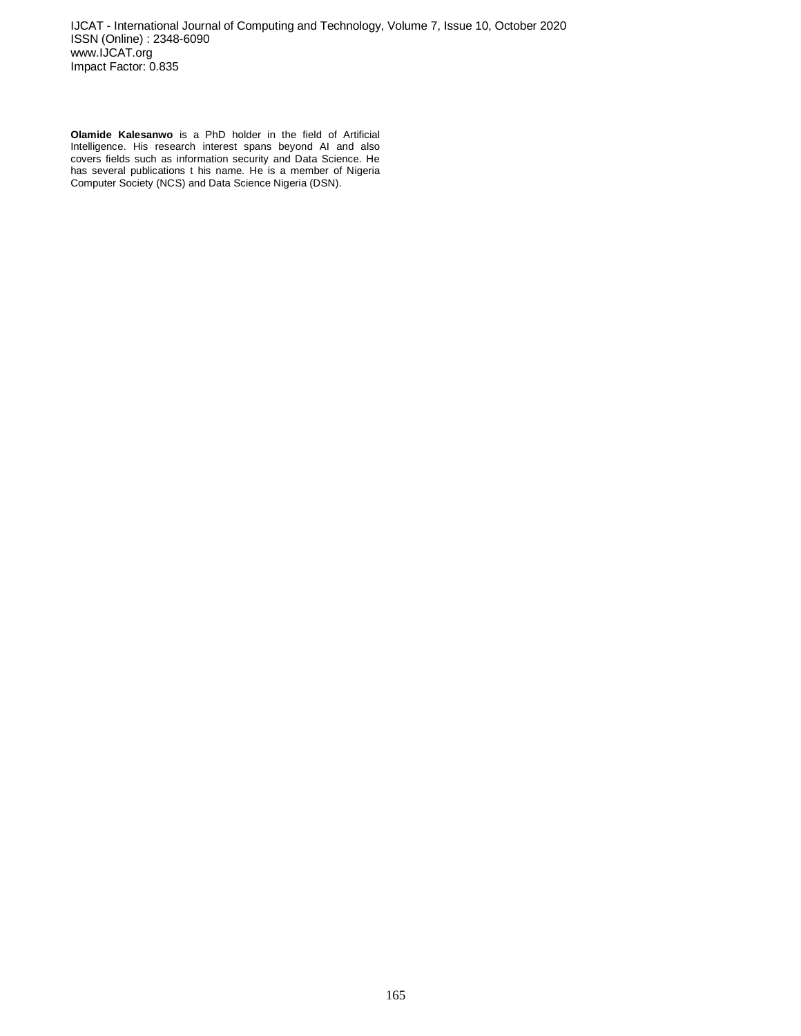**Olamide Kalesanwo** is a PhD holder in the field of Artificial Intelligence. His research interest spans beyond AI and also covers fields such as information security and Data Science. He has several publications t his name. He is a member of Nigeria Computer Society (NCS) and Data Science Nigeria (DSN).